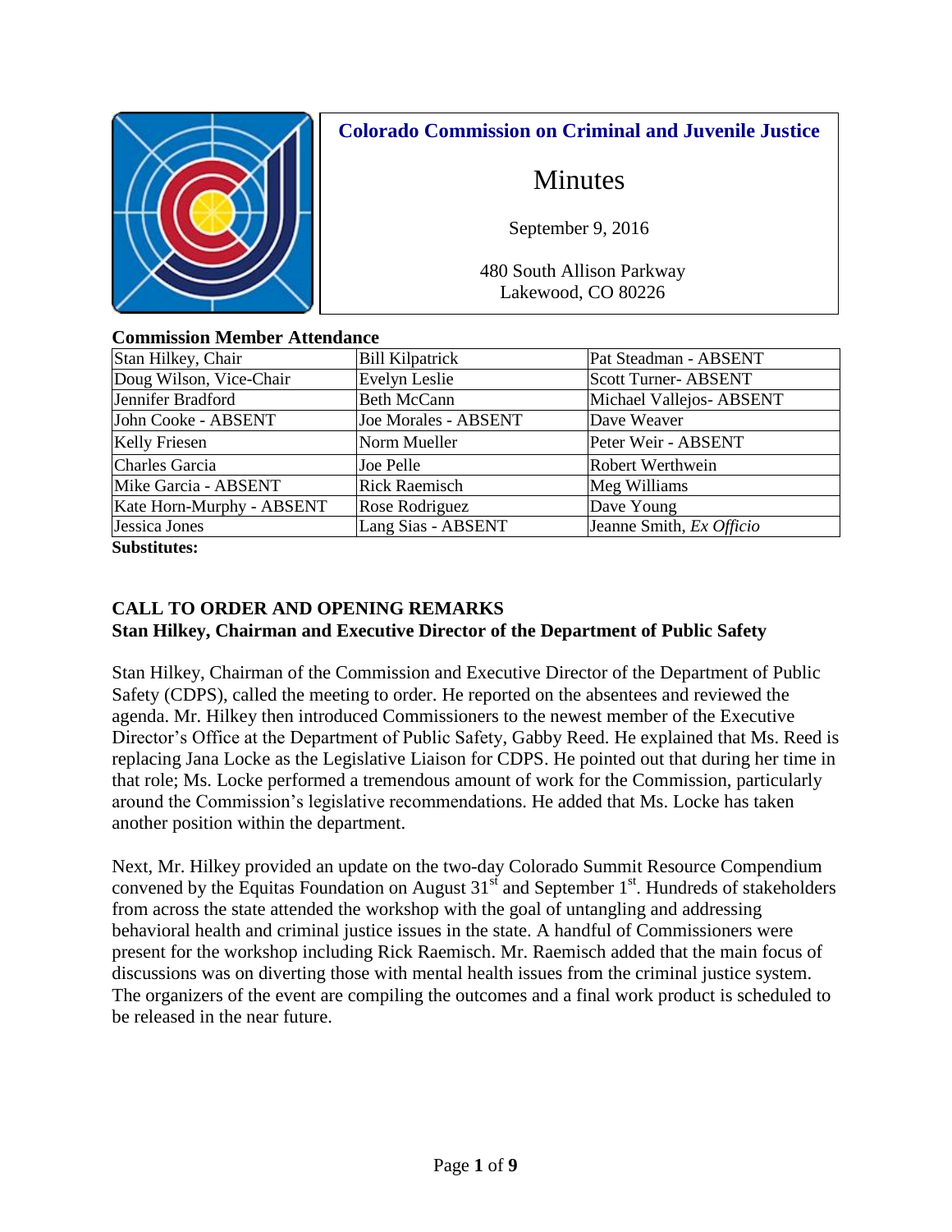# Colorado Commission on Criminal and Juvenile Justice

## Minutes

September 9, 2016

480 South Allison Parkway
Lakewood, CO 80226

**Commission Member Attendance**

| | | |
|---|---|---|
| Stan Hilkey, Chair | Bill Kilpatrick | Pat Steadman - ABSENT |
| Doug Wilson, Vice-Chair | Evelyn Leslie | Scott Turner- ABSENT |
| Jennifer Bradford | Beth McCann | Michael Vallejos- ABSENT |
| John Cooke - ABSENT | Joe Morales - ABSENT | Dave Weaver |
| Kelly Friesen | Norm Mueller | Peter Weir - ABSENT |
| Charles Garcia | Joe Pelle | Robert Werthwein |
| Mike Garcia - ABSENT | Rick Raemisch | Meg Williams |
| Kate Horn-Murphy - ABSENT | Rose Rodriguez | Dave Young |
| Jessica Jones | Lang Sias - ABSENT | Jeanne Smith, *Ex Officio* |

**Substitutes:**

### CALL TO ORDER AND OPENING REMARKS
### Stan Hilkey, Chairman and Executive Director of the Department of Public Safety

Stan Hilkey, Chairman of the Commission and Executive Director of the Department of Public Safety (CDPS), called the meeting to order. He reported on the absentees and reviewed the agenda. Mr. Hilkey then introduced Commissioners to the newest member of the Executive Director's Office at the Department of Public Safety, Gabby Reed. He explained that Ms. Reed is replacing Jana Locke as the Legislative Liaison for CDPS. He pointed out that during her time in that role; Ms. Locke performed a tremendous amount of work for the Commission, particularly around the Commission's legislative recommendations. He added that Ms. Locke has taken another position within the department.

Next, Mr. Hilkey provided an update on the two-day Colorado Summit Resource Compendium convened by the Equitas Foundation on August 31st and September 1st. Hundreds of stakeholders from across the state attended the workshop with the goal of untangling and addressing behavioral health and criminal justice issues in the state. A handful of Commissioners were present for the workshop including Rick Raemisch. Mr. Raemisch added that the main focus of discussions was on diverting those with mental health issues from the criminal justice system. The organizers of the event are compiling the outcomes and a final work product is scheduled to be released in the near future.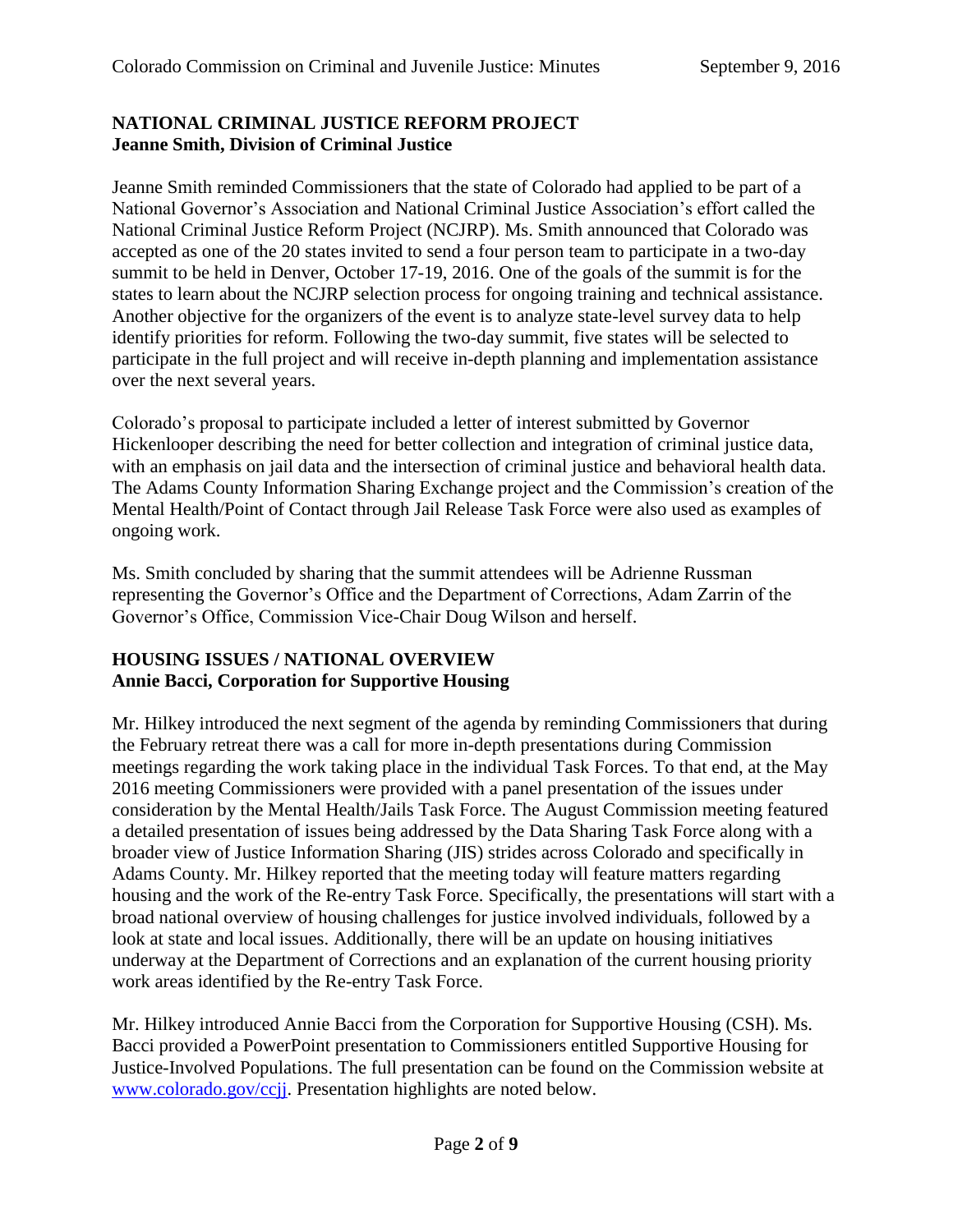**NATIONAL CRIMINAL JUSTICE REFORM PROJECT**
**Jeanne Smith, Division of Criminal Justice**

Jeanne Smith reminded Commissioners that the state of Colorado had applied to be part of a National Governor's Association and National Criminal Justice Association's effort called the National Criminal Justice Reform Project (NCJRP). Ms. Smith announced that Colorado was accepted as one of the 20 states invited to send a four person team to participate in a two-day summit to be held in Denver, October 17-19, 2016. One of the goals of the summit is for the states to learn about the NCJRP selection process for ongoing training and technical assistance. Another objective for the organizers of the event is to analyze state-level survey data to help identify priorities for reform. Following the two-day summit, five states will be selected to participate in the full project and will receive in-depth planning and implementation assistance over the next several years.

Colorado's proposal to participate included a letter of interest submitted by Governor Hickenlooper describing the need for better collection and integration of criminal justice data, with an emphasis on jail data and the intersection of criminal justice and behavioral health data. The Adams County Information Sharing Exchange project and the Commission's creation of the Mental Health/Point of Contact through Jail Release Task Force were also used as examples of ongoing work.

Ms. Smith concluded by sharing that the summit attendees will be Adrienne Russman representing the Governor's Office and the Department of Corrections, Adam Zarrin of the Governor's Office, Commission Vice-Chair Doug Wilson and herself.

**HOUSING ISSUES / NATIONAL OVERVIEW**
**Annie Bacci, Corporation for Supportive Housing**

Mr. Hilkey introduced the next segment of the agenda by reminding Commissioners that during the February retreat there was a call for more in-depth presentations during Commission meetings regarding the work taking place in the individual Task Forces. To that end, at the May 2016 meeting Commissioners were provided with a panel presentation of the issues under consideration by the Mental Health/Jails Task Force. The August Commission meeting featured a detailed presentation of issues being addressed by the Data Sharing Task Force along with a broader view of Justice Information Sharing (JIS) strides across Colorado and specifically in Adams County. Mr. Hilkey reported that the meeting today will feature matters regarding housing and the work of the Re-entry Task Force. Specifically, the presentations will start with a broad national overview of housing challenges for justice involved individuals, followed by a look at state and local issues. Additionally, there will be an update on housing initiatives underway at the Department of Corrections and an explanation of the current housing priority work areas identified by the Re-entry Task Force.

Mr. Hilkey introduced Annie Bacci from the Corporation for Supportive Housing (CSH). Ms. Bacci provided a PowerPoint presentation to Commissioners entitled Supportive Housing for Justice-Involved Populations. The full presentation can be found on the Commission website at [www.colorado.gov/ccjj](www.colorado.gov/ccjj). Presentation highlights are noted below.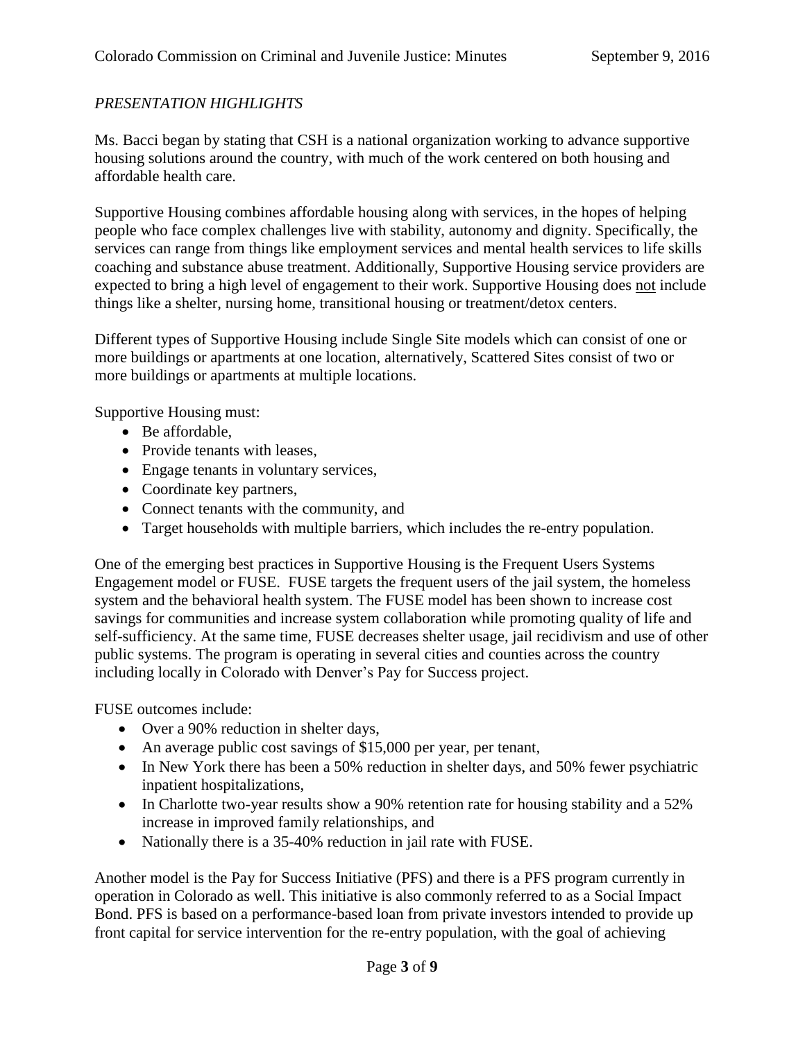*PRESENTATION HIGHLIGHTS*

Ms. Bacci began by stating that CSH is a national organization working to advance supportive housing solutions around the country, with much of the work centered on both housing and affordable health care.

Supportive Housing combines affordable housing along with services, in the hopes of helping people who face complex challenges live with stability, autonomy and dignity. Specifically, the services can range from things like employment services and mental health services to life skills coaching and substance abuse treatment. Additionally, Supportive Housing service providers are expected to bring a high level of engagement to their work. Supportive Housing does <u>not</u> include things like a shelter, nursing home, transitional housing or treatment/detox centers.

Different types of Supportive Housing include Single Site models which can consist of one or more buildings or apartments at one location, alternatively, Scattered Sites consist of two or more buildings or apartments at multiple locations.

Supportive Housing must:

- Be affordable,
- Provide tenants with leases,
- Engage tenants in voluntary services,
- Coordinate key partners,
- Connect tenants with the community, and
- Target households with multiple barriers, which includes the re-entry population.

One of the emerging best practices in Supportive Housing is the Frequent Users Systems Engagement model or FUSE. FUSE targets the frequent users of the jail system, the homeless system and the behavioral health system. The FUSE model has been shown to increase cost savings for communities and increase system collaboration while promoting quality of life and self-sufficiency. At the same time, FUSE decreases shelter usage, jail recidivism and use of other public systems. The program is operating in several cities and counties across the country including locally in Colorado with Denver's Pay for Success project.

FUSE outcomes include:

- Over a 90% reduction in shelter days,
- An average public cost savings of $15,000 per year, per tenant,
- In New York there has been a 50% reduction in shelter days, and 50% fewer psychiatric inpatient hospitalizations,
- In Charlotte two-year results show a 90% retention rate for housing stability and a 52% increase in improved family relationships, and
- Nationally there is a 35-40% reduction in jail rate with FUSE.

Another model is the Pay for Success Initiative (PFS) and there is a PFS program currently in operation in Colorado as well. This initiative is also commonly referred to as a Social Impact Bond. PFS is based on a performance-based loan from private investors intended to provide up front capital for service intervention for the re-entry population, with the goal of achieving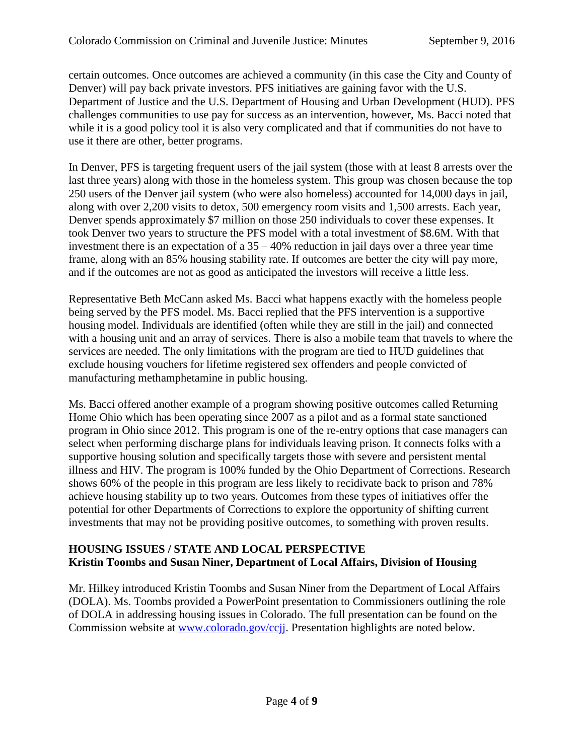certain outcomes. Once outcomes are achieved a community (in this case the City and County of Denver) will pay back private investors. PFS initiatives are gaining favor with the U.S. Department of Justice and the U.S. Department of Housing and Urban Development (HUD). PFS challenges communities to use pay for success as an intervention, however, Ms. Bacci noted that while it is a good policy tool it is also very complicated and that if communities do not have to use it there are other, better programs.

In Denver, PFS is targeting frequent users of the jail system (those with at least 8 arrests over the last three years) along with those in the homeless system. This group was chosen because the top 250 users of the Denver jail system (who were also homeless) accounted for 14,000 days in jail, along with over 2,200 visits to detox, 500 emergency room visits and 1,500 arrests. Each year, Denver spends approximately $7 million on those 250 individuals to cover these expenses. It took Denver two years to structure the PFS model with a total investment of $8.6M. With that investment there is an expectation of a 35 – 40% reduction in jail days over a three year time frame, along with an 85% housing stability rate. If outcomes are better the city will pay more, and if the outcomes are not as good as anticipated the investors will receive a little less.

Representative Beth McCann asked Ms. Bacci what happens exactly with the homeless people being served by the PFS model. Ms. Bacci replied that the PFS intervention is a supportive housing model. Individuals are identified (often while they are still in the jail) and connected with a housing unit and an array of services. There is also a mobile team that travels to where the services are needed. The only limitations with the program are tied to HUD guidelines that exclude housing vouchers for lifetime registered sex offenders and people convicted of manufacturing methamphetamine in public housing.

Ms. Bacci offered another example of a program showing positive outcomes called Returning Home Ohio which has been operating since 2007 as a pilot and as a formal state sanctioned program in Ohio since 2012. This program is one of the re-entry options that case managers can select when performing discharge plans for individuals leaving prison. It connects folks with a supportive housing solution and specifically targets those with severe and persistent mental illness and HIV. The program is 100% funded by the Ohio Department of Corrections. Research shows 60% of the people in this program are less likely to recidivate back to prison and 78% achieve housing stability up to two years. Outcomes from these types of initiatives offer the potential for other Departments of Corrections to explore the opportunity of shifting current investments that may not be providing positive outcomes, to something with proven results.

## HOUSING ISSUES / STATE AND LOCAL PERSPECTIVE
### Kristin Toombs and Susan Niner, Department of Local Affairs, Division of Housing

Mr. Hilkey introduced Kristin Toombs and Susan Niner from the Department of Local Affairs (DOLA). Ms. Toombs provided a PowerPoint presentation to Commissioners outlining the role of DOLA in addressing housing issues in Colorado. The full presentation can be found on the Commission website at www.colorado.gov/ccjj. Presentation highlights are noted below.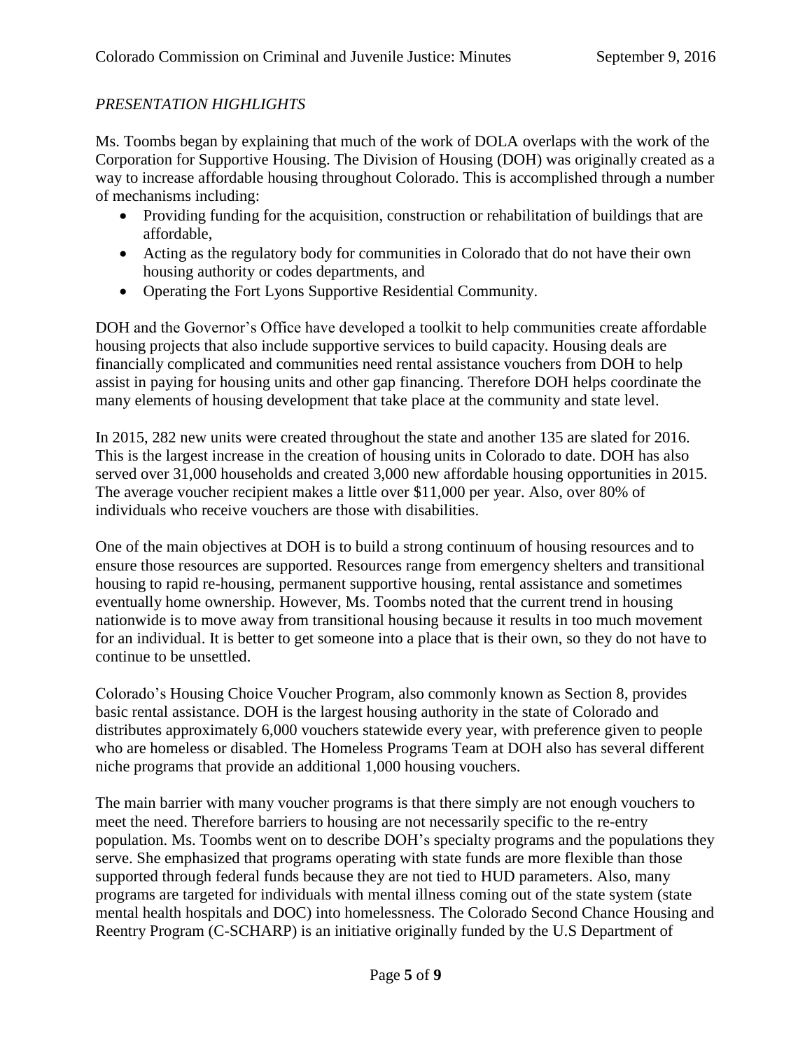*PRESENTATION HIGHLIGHTS*

Ms. Toombs began by explaining that much of the work of DOLA overlaps with the work of the Corporation for Supportive Housing. The Division of Housing (DOH) was originally created as a way to increase affordable housing throughout Colorado. This is accomplished through a number of mechanisms including:

- Providing funding for the acquisition, construction or rehabilitation of buildings that are affordable,
- Acting as the regulatory body for communities in Colorado that do not have their own housing authority or codes departments, and
- Operating the Fort Lyons Supportive Residential Community.

DOH and the Governor's Office have developed a toolkit to help communities create affordable housing projects that also include supportive services to build capacity. Housing deals are financially complicated and communities need rental assistance vouchers from DOH to help assist in paying for housing units and other gap financing. Therefore DOH helps coordinate the many elements of housing development that take place at the community and state level.

In 2015, 282 new units were created throughout the state and another 135 are slated for 2016. This is the largest increase in the creation of housing units in Colorado to date. DOH has also served over 31,000 households and created 3,000 new affordable housing opportunities in 2015. The average voucher recipient makes a little over $11,000 per year. Also, over 80% of individuals who receive vouchers are those with disabilities.

One of the main objectives at DOH is to build a strong continuum of housing resources and to ensure those resources are supported. Resources range from emergency shelters and transitional housing to rapid re-housing, permanent supportive housing, rental assistance and sometimes eventually home ownership. However, Ms. Toombs noted that the current trend in housing nationwide is to move away from transitional housing because it results in too much movement for an individual. It is better to get someone into a place that is their own, so they do not have to continue to be unsettled.

Colorado's Housing Choice Voucher Program, also commonly known as Section 8, provides basic rental assistance. DOH is the largest housing authority in the state of Colorado and distributes approximately 6,000 vouchers statewide every year, with preference given to people who are homeless or disabled. The Homeless Programs Team at DOH also has several different niche programs that provide an additional 1,000 housing vouchers.

The main barrier with many voucher programs is that there simply are not enough vouchers to meet the need. Therefore barriers to housing are not necessarily specific to the re-entry population. Ms. Toombs went on to describe DOH's specialty programs and the populations they serve. She emphasized that programs operating with state funds are more flexible than those supported through federal funds because they are not tied to HUD parameters. Also, many programs are targeted for individuals with mental illness coming out of the state system (state mental health hospitals and DOC) into homelessness. The Colorado Second Chance Housing and Reentry Program (C-SCHARP) is an initiative originally funded by the U.S Department of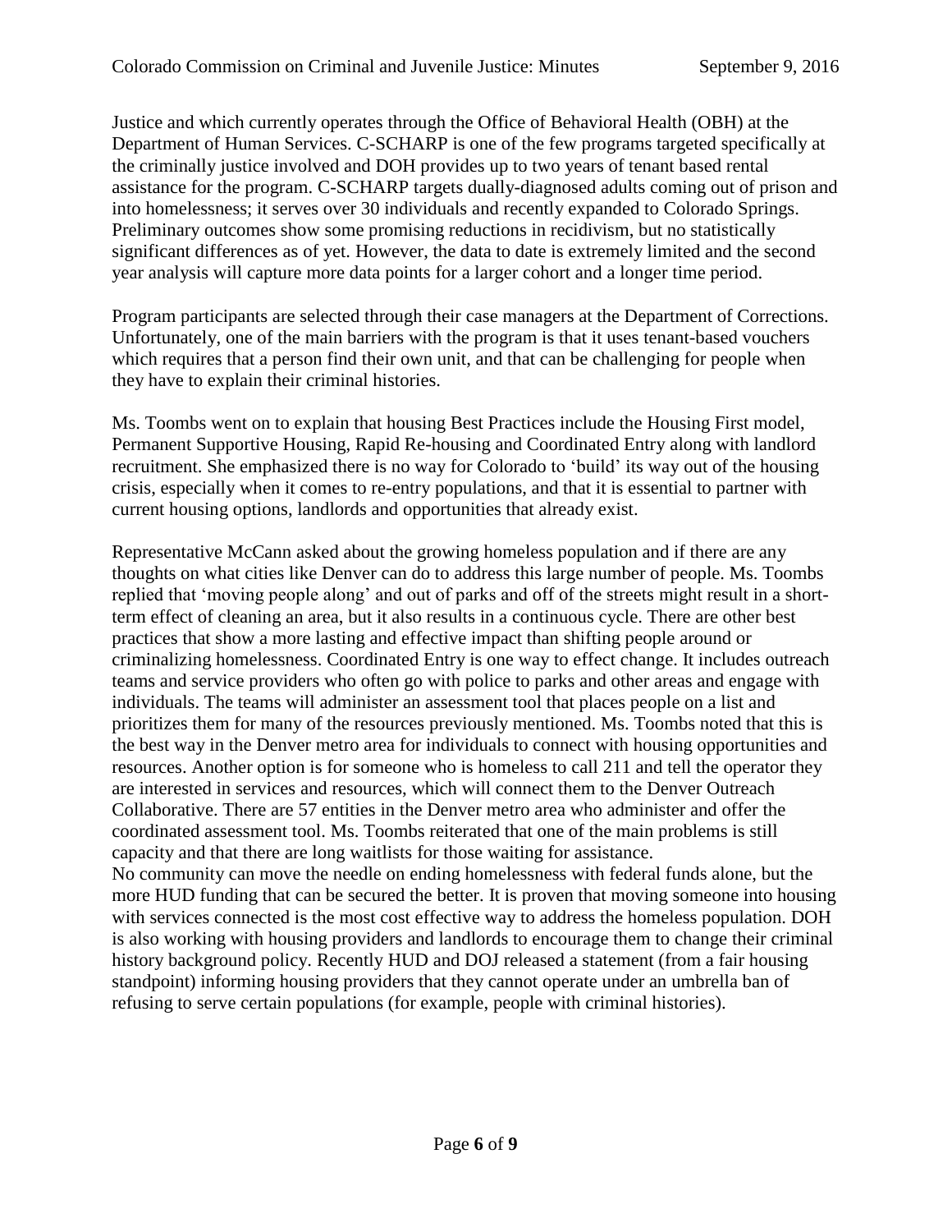Justice and which currently operates through the Office of Behavioral Health (OBH) at the Department of Human Services. C-SCHARP is one of the few programs targeted specifically at the criminally justice involved and DOH provides up to two years of tenant based rental assistance for the program. C-SCHARP targets dually-diagnosed adults coming out of prison and into homelessness; it serves over 30 individuals and recently expanded to Colorado Springs. Preliminary outcomes show some promising reductions in recidivism, but no statistically significant differences as of yet. However, the data to date is extremely limited and the second year analysis will capture more data points for a larger cohort and a longer time period.

Program participants are selected through their case managers at the Department of Corrections. Unfortunately, one of the main barriers with the program is that it uses tenant-based vouchers which requires that a person find their own unit, and that can be challenging for people when they have to explain their criminal histories.

Ms. Toombs went on to explain that housing Best Practices include the Housing First model, Permanent Supportive Housing, Rapid Re-housing and Coordinated Entry along with landlord recruitment. She emphasized there is no way for Colorado to 'build' its way out of the housing crisis, especially when it comes to re-entry populations, and that it is essential to partner with current housing options, landlords and opportunities that already exist.

Representative McCann asked about the growing homeless population and if there are any thoughts on what cities like Denver can do to address this large number of people. Ms. Toombs replied that 'moving people along' and out of parks and off of the streets might result in a short-term effect of cleaning an area, but it also results in a continuous cycle. There are other best practices that show a more lasting and effective impact than shifting people around or criminalizing homelessness. Coordinated Entry is one way to effect change. It includes outreach teams and service providers who often go with police to parks and other areas and engage with individuals. The teams will administer an assessment tool that places people on a list and prioritizes them for many of the resources previously mentioned. Ms. Toombs noted that this is the best way in the Denver metro area for individuals to connect with housing opportunities and resources. Another option is for someone who is homeless to call 211 and tell the operator they are interested in services and resources, which will connect them to the Denver Outreach Collaborative. There are 57 entities in the Denver metro area who administer and offer the coordinated assessment tool. Ms. Toombs reiterated that one of the main problems is still capacity and that there are long waitlists for those waiting for assistance.

No community can move the needle on ending homelessness with federal funds alone, but the more HUD funding that can be secured the better. It is proven that moving someone into housing with services connected is the most cost effective way to address the homeless population. DOH is also working with housing providers and landlords to encourage them to change their criminal history background policy. Recently HUD and DOJ released a statement (from a fair housing standpoint) informing housing providers that they cannot operate under an umbrella ban of refusing to serve certain populations (for example, people with criminal histories).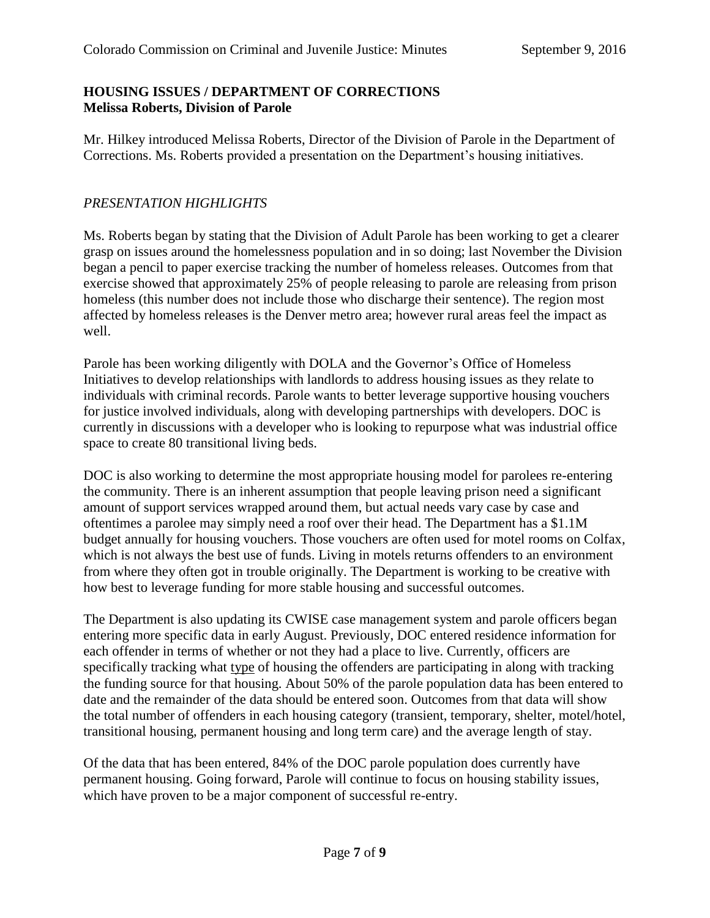**HOUSING ISSUES / DEPARTMENT OF CORRECTIONS**
**Melissa Roberts, Division of Parole**

Mr. Hilkey introduced Melissa Roberts, Director of the Division of Parole in the Department of Corrections. Ms. Roberts provided a presentation on the Department's housing initiatives.

*PRESENTATION HIGHLIGHTS*

Ms. Roberts began by stating that the Division of Adult Parole has been working to get a clearer grasp on issues around the homelessness population and in so doing; last November the Division began a pencil to paper exercise tracking the number of homeless releases. Outcomes from that exercise showed that approximately 25% of people releasing to parole are releasing from prison homeless (this number does not include those who discharge their sentence). The region most affected by homeless releases is the Denver metro area; however rural areas feel the impact as well.

Parole has been working diligently with DOLA and the Governor's Office of Homeless Initiatives to develop relationships with landlords to address housing issues as they relate to individuals with criminal records. Parole wants to better leverage supportive housing vouchers for justice involved individuals, along with developing partnerships with developers. DOC is currently in discussions with a developer who is looking to repurpose what was industrial office space to create 80 transitional living beds.

DOC is also working to determine the most appropriate housing model for parolees re-entering the community. There is an inherent assumption that people leaving prison need a significant amount of support services wrapped around them, but actual needs vary case by case and oftentimes a parolee may simply need a roof over their head. The Department has a $1.1M budget annually for housing vouchers. Those vouchers are often used for motel rooms on Colfax, which is not always the best use of funds. Living in motels returns offenders to an environment from where they often got in trouble originally. The Department is working to be creative with how best to leverage funding for more stable housing and successful outcomes.

The Department is also updating its CWISE case management system and parole officers began entering more specific data in early August. Previously, DOC entered residence information for each offender in terms of whether or not they had a place to live. Currently, officers are specifically tracking what <u>type</u> of housing the offenders are participating in along with tracking the funding source for that housing. About 50% of the parole population data has been entered to date and the remainder of the data should be entered soon. Outcomes from that data will show the total number of offenders in each housing category (transient, temporary, shelter, motel/hotel, transitional housing, permanent housing and long term care) and the average length of stay.

Of the data that has been entered, 84% of the DOC parole population does currently have permanent housing. Going forward, Parole will continue to focus on housing stability issues, which have proven to be a major component of successful re-entry.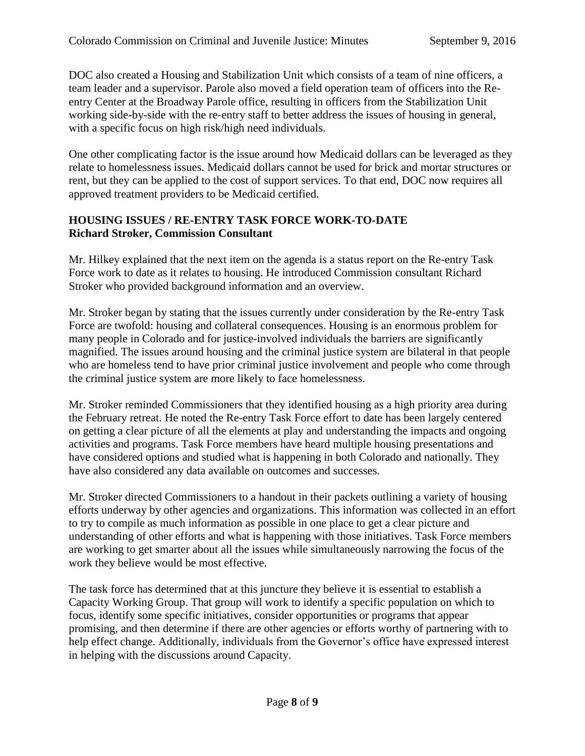DOC also created a Housing and Stabilization Unit which consists of a team of nine officers, a team leader and a supervisor. Parole also moved a field operation team of officers into the Re-entry Center at the Broadway Parole office, resulting in officers from the Stabilization Unit working side-by-side with the re-entry staff to better address the issues of housing in general, with a specific focus on high risk/high need individuals.

One other complicating factor is the issue around how Medicaid dollars can be leveraged as they relate to homelessness issues. Medicaid dollars cannot be used for brick and mortar structures or rent, but they can be applied to the cost of support services. To that end, DOC now requires all approved treatment providers to be Medicaid certified.

**HOUSING ISSUES / RE-ENTRY TASK FORCE WORK-TO-DATE**
**Richard Stroker, Commission Consultant**

Mr. Hilkey explained that the next item on the agenda is a status report on the Re-entry Task Force work to date as it relates to housing. He introduced Commission consultant Richard Stroker who provided background information and an overview.

Mr. Stroker began by stating that the issues currently under consideration by the Re-entry Task Force are twofold: housing and collateral consequences. Housing is an enormous problem for many people in Colorado and for justice-involved individuals the barriers are significantly magnified. The issues around housing and the criminal justice system are bilateral in that people who are homeless tend to have prior criminal justice involvement and people who come through the criminal justice system are more likely to face homelessness.

Mr. Stroker reminded Commissioners that they identified housing as a high priority area during the February retreat. He noted the Re-entry Task Force effort to date has been largely centered on getting a clear picture of all the elements at play and understanding the impacts and ongoing activities and programs. Task Force members have heard multiple housing presentations and have considered options and studied what is happening in both Colorado and nationally. They have also considered any data available on outcomes and successes.

Mr. Stroker directed Commissioners to a handout in their packets outlining a variety of housing efforts underway by other agencies and organizations. This information was collected in an effort to try to compile as much information as possible in one place to get a clear picture and understanding of other efforts and what is happening with those initiatives. Task Force members are working to get smarter about all the issues while simultaneously narrowing the focus of the work they believe would be most effective.

The task force has determined that at this juncture they believe it is essential to establish a Capacity Working Group. That group will work to identify a specific population on which to focus, identify some specific initiatives, consider opportunities or programs that appear promising, and then determine if there are other agencies or efforts worthy of partnering with to help effect change. Additionally, individuals from the Governor's office have expressed interest in helping with the discussions around Capacity.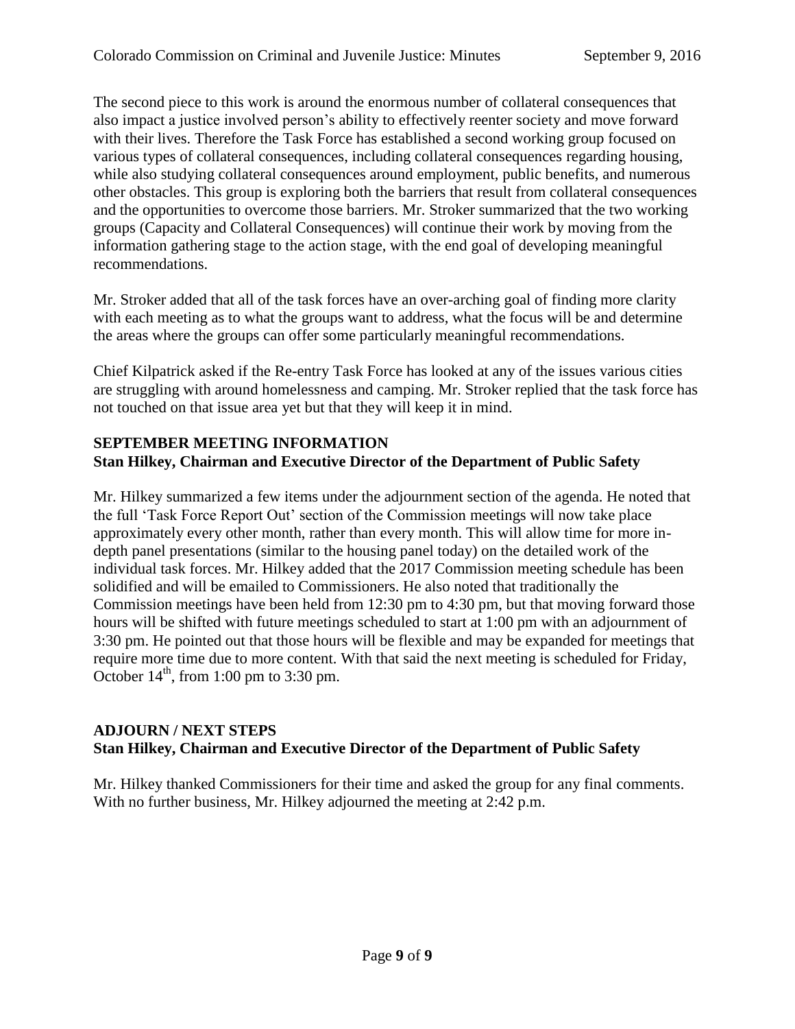The second piece to this work is around the enormous number of collateral consequences that also impact a justice involved person's ability to effectively reenter society and move forward with their lives. Therefore the Task Force has established a second working group focused on various types of collateral consequences, including collateral consequences regarding housing, while also studying collateral consequences around employment, public benefits, and numerous other obstacles. This group is exploring both the barriers that result from collateral consequences and the opportunities to overcome those barriers. Mr. Stroker summarized that the two working groups (Capacity and Collateral Consequences) will continue their work by moving from the information gathering stage to the action stage, with the end goal of developing meaningful recommendations.

Mr. Stroker added that all of the task forces have an over-arching goal of finding more clarity with each meeting as to what the groups want to address, what the focus will be and determine the areas where the groups can offer some particularly meaningful recommendations.

Chief Kilpatrick asked if the Re-entry Task Force has looked at any of the issues various cities are struggling with around homelessness and camping. Mr. Stroker replied that the task force has not touched on that issue area yet but that they will keep it in mind.

## SEPTEMBER MEETING INFORMATION
**Stan Hilkey, Chairman and Executive Director of the Department of Public Safety**

Mr. Hilkey summarized a few items under the adjournment section of the agenda. He noted that the full 'Task Force Report Out' section of the Commission meetings will now take place approximately every other month, rather than every month. This will allow time for more in-depth panel presentations (similar to the housing panel today) on the detailed work of the individual task forces. Mr. Hilkey added that the 2017 Commission meeting schedule has been solidified and will be emailed to Commissioners. He also noted that traditionally the Commission meetings have been held from 12:30 pm to 4:30 pm, but that moving forward those hours will be shifted with future meetings scheduled to start at 1:00 pm with an adjournment of 3:30 pm. He pointed out that those hours will be flexible and may be expanded for meetings that require more time due to more content. With that said the next meeting is scheduled for Friday, October 14th, from 1:00 pm to 3:30 pm.

## ADJOURN / NEXT STEPS
**Stan Hilkey, Chairman and Executive Director of the Department of Public Safety**

Mr. Hilkey thanked Commissioners for their time and asked the group for any final comments. With no further business, Mr. Hilkey adjourned the meeting at 2:42 p.m.